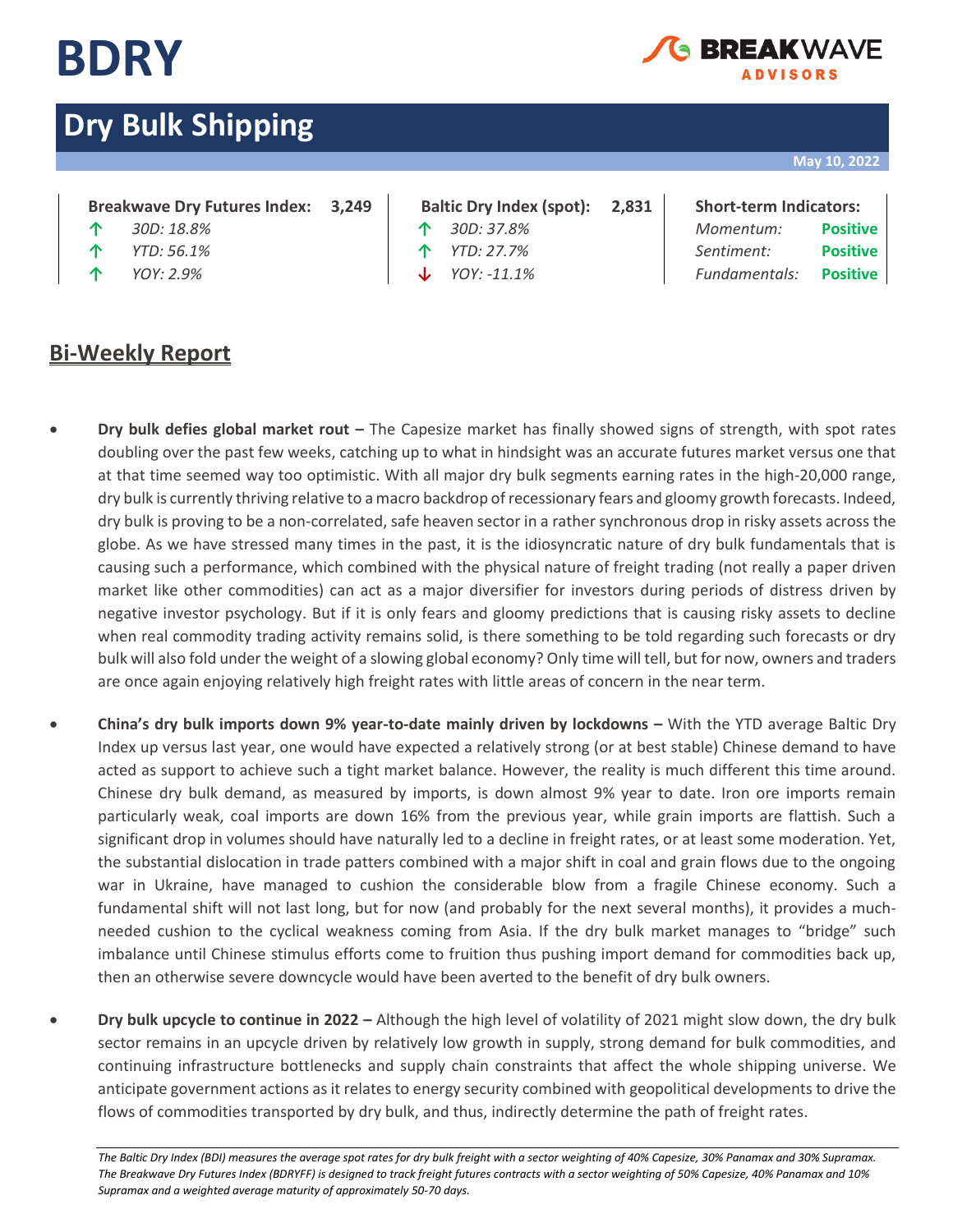# BDRY

## Dry Bulk Shipping

May 10, 2022

| Breakwave Dry Futures Index: | 3,249 | Baltic Dry Index (spot): | 2,831 | Short-term Indicators: | |
|---|---|---|---|---|---|
| ↑ *30D: 18.8%* | | ↑ *30D: 37.8%* | | *Momentum:* | **Positive** |
| ↑ *YTD: 56.1%* | | ↑ *YTD: 27.7%* | | *Sentiment:* | **Positive** |
| ↑ *YOY: 2.9%* | | ↓ *YOY: -11.1%* | | *Fundamentals:* | **Positive** |

## Bi-Weekly Report

- **Dry bulk defies global market rout –** The Capesize market has finally showed signs of strength, with spot rates doubling over the past few weeks, catching up to what in hindsight was an accurate futures market versus one that at that time seemed way too optimistic. With all major dry bulk segments earning rates in the high-20,000 range, dry bulk is currently thriving relative to a macro backdrop of recessionary fears and gloomy growth forecasts. Indeed, dry bulk is proving to be a non-correlated, safe heaven sector in a rather synchronous drop in risky assets across the globe. As we have stressed many times in the past, it is the idiosyncratic nature of dry bulk fundamentals that is causing such a performance, which combined with the physical nature of freight trading (not really a paper driven market like other commodities) can act as a major diversifier for investors during periods of distress driven by negative investor psychology. But if it is only fears and gloomy predictions that is causing risky assets to decline when real commodity trading activity remains solid, is there something to be told regarding such forecasts or dry bulk will also fold under the weight of a slowing global economy? Only time will tell, but for now, owners and traders are once again enjoying relatively high freight rates with little areas of concern in the near term.

- **China's dry bulk imports down 9% year-to-date mainly driven by lockdowns –** With the YTD average Baltic Dry Index up versus last year, one would have expected a relatively strong (or at best stable) Chinese demand to have acted as support to achieve such a tight market balance. However, the reality is much different this time around. Chinese dry bulk demand, as measured by imports, is down almost 9% year to date. Iron ore imports remain particularly weak, coal imports are down 16% from the previous year, while grain imports are flattish. Such a significant drop in volumes should have naturally led to a decline in freight rates, or at least some moderation. Yet, the substantial dislocation in trade patters combined with a major shift in coal and grain flows due to the ongoing war in Ukraine, have managed to cushion the considerable blow from a fragile Chinese economy. Such a fundamental shift will not last long, but for now (and probably for the next several months), it provides a much-needed cushion to the cyclical weakness coming from Asia. If the dry bulk market manages to "bridge" such imbalance until Chinese stimulus efforts come to fruition thus pushing import demand for commodities back up, then an otherwise severe downcycle would have been averted to the benefit of dry bulk owners.

- **Dry bulk upcycle to continue in 2022 –** Although the high level of volatility of 2021 might slow down, the dry bulk sector remains in an upcycle driven by relatively low growth in supply, strong demand for bulk commodities, and continuing infrastructure bottlenecks and supply chain constraints that affect the whole shipping universe. We anticipate government actions as it relates to energy security combined with geopolitical developments to drive the flows of commodities transported by dry bulk, and thus, indirectly determine the path of freight rates.

*The Baltic Dry Index (BDI) measures the average spot rates for dry bulk freight with a sector weighting of 40% Capesize, 30% Panamax and 30% Supramax. The Breakwave Dry Futures Index (BDRYFF) is designed to track freight futures contracts with a sector weighting of 50% Capesize, 40% Panamax and 10% Supramax and a weighted average maturity of approximately 50-70 days.*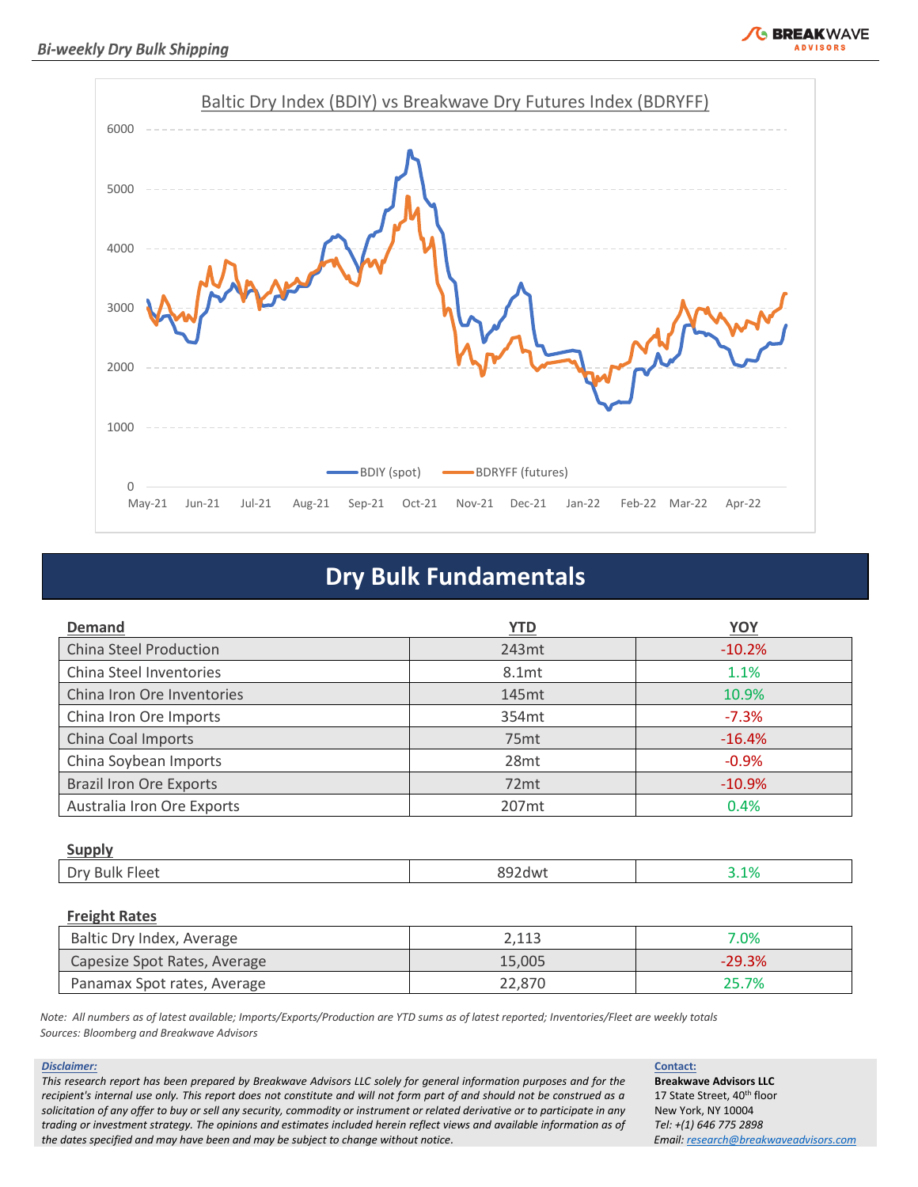Baltic Dry Index (BDIY) vs Breakwave Dry Futures Index (BDRYFF)

6000
5000
4000
3000
2000
1000
0

May-21 Jun-21 Jul-21 Aug-21 Sep-21 Oct-21 Nov-21 Dec-21 Jan-22 Feb-22 Mar-22 Apr-22

BDIY (spot) BDRYFF (futures)

# Dry Bulk Fundamentals

| **Demand** | **YTD** | **YOY** |
|---|---|---|
| China Steel Production | 243mt | -10.2% |
| China Steel Inventories | 8.1mt | 1.1% |
| China Iron Ore Inventories | 145mt | 10.9% |
| China Iron Ore Imports | 354mt | -7.3% |
| China Coal Imports | 75mt | -16.4% |
| China Soybean Imports | 28mt | -0.9% |
| Brazil Iron Ore Exports | 72mt | -10.9% |
| Australia Iron Ore Exports | 207mt | 0.4% |

**Supply**

| | | |
|---|---|---|
| Dry Bulk Fleet | 892dwt | 3.1% |

**Freight Rates**

| | | |
|---|---|---|
| Baltic Dry Index, Average | 2,113 | 7.0% |
| Capesize Spot Rates, Average | 15,005 | -29.3% |
| Panamax Spot rates, Average | 22,870 | 25.7% |

*Note: All numbers as of latest available; Imports/Exports/Production are YTD sums as of latest reported; Inventories/Fleet are weekly totals*
*Sources: Bloomberg and Breakwave Advisors*

***Disclaimer:***
*This research report has been prepared by Breakwave Advisors LLC solely for general information purposes and for the recipient's internal use only. This report does not constitute and will not form part of and should not be construed as a solicitation of any offer to buy or sell any security, commodity or instrument or related derivative or to participate in any trading or investment strategy. The opinions and estimates included herein reflect views and available information as of the dates specified and may have been and may be subject to change without notice.*

***Contact:***
**Breakwave Advisors LLC**
17 State Street, 40th floor
New York, NY 10004
*Tel: +(1) 646 775 2898*
*Email: research@breakwaveadvisors.com*